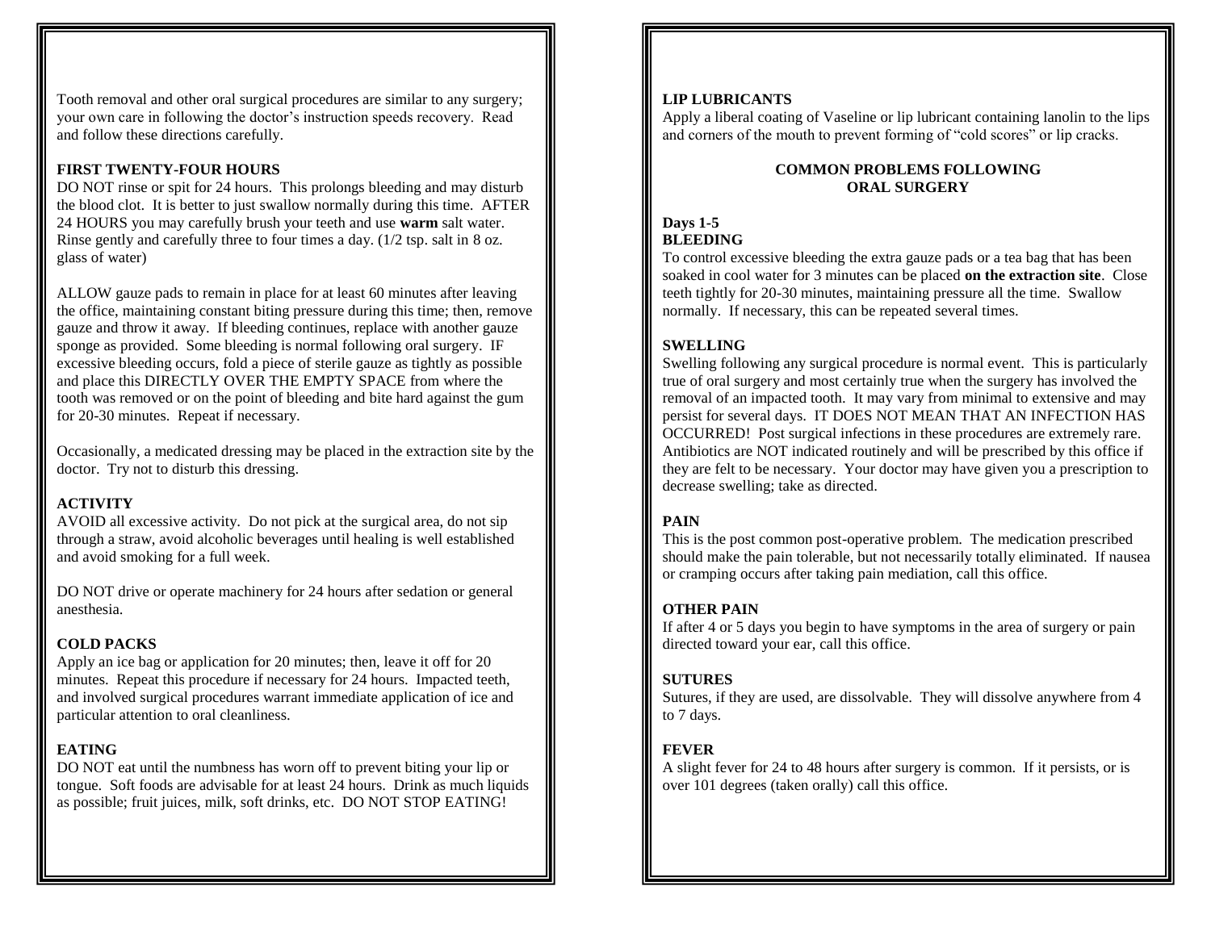Tooth removal and other oral surgical procedures are similar to any surgery; your own care in following the doctor's instruction speeds recovery. Read and follow these directions carefully.

**FIRST TWENTY-FOUR HOURS**

DO NOT rinse or spit for 24 hours. This prolongs bleeding and may disturb the blood clot. It is better to just swallow normally during this time. AFTER 24 HOURS you may carefully brush your teeth and use **warm** salt water. Rinse gently and carefully three to four times a day. (1/2 tsp. salt in 8 oz. glass of water)

ALLOW gauze pads to remain in place for at least 60 minutes after leaving the office, maintaining constant biting pressure during this time; then, remove gauze and throw it away. If bleeding continues, replace with another gauze sponge as provided. Some bleeding is normal following oral surgery. IF excessive bleeding occurs, fold a piece of sterile gauze as tightly as possible and place this DIRECTLY OVER THE EMPTY SPACE from where the tooth was removed or on the point of bleeding and bite hard against the gum for 20-30 minutes. Repeat if necessary.

Occasionally, a medicated dressing may be placed in the extraction site by the doctor. Try not to disturb this dressing.

**ACTIVITY**

AVOID all excessive activity. Do not pick at the surgical area, do not sip through a straw, avoid alcoholic beverages until healing is well established and avoid smoking for a full week.

DO NOT drive or operate machinery for 24 hours after sedation or general anesthesia.

**COLD PACKS**

Apply an ice bag or application for 20 minutes; then, leave it off for 20 minutes. Repeat this procedure if necessary for 24 hours. Impacted teeth, and involved surgical procedures warrant immediate application of ice and particular attention to oral cleanliness.

**EATING**

DO NOT eat until the numbness has worn off to prevent biting your lip or tongue. Soft foods are advisable for at least 24 hours. Drink as much liquids as possible; fruit juices, milk, soft drinks, etc. DO NOT STOP EATING!

**LIP LUBRICANTS**

Apply a liberal coating of Vaseline or lip lubricant containing lanolin to the lips and corners of the mouth to prevent forming of "cold scores" or lip cracks.

## COMMON PROBLEMS FOLLOWING ORAL SURGERY

**Days 1-5**

**BLEEDING**

To control excessive bleeding the extra gauze pads or a tea bag that has been soaked in cool water for 3 minutes can be placed **on the extraction site**. Close teeth tightly for 20-30 minutes, maintaining pressure all the time. Swallow normally. If necessary, this can be repeated several times.

**SWELLING**

Swelling following any surgical procedure is normal event. This is particularly true of oral surgery and most certainly true when the surgery has involved the removal of an impacted tooth. It may vary from minimal to extensive and may persist for several days. IT DOES NOT MEAN THAT AN INFECTION HAS OCCURRED! Post surgical infections in these procedures are extremely rare. Antibiotics are NOT indicated routinely and will be prescribed by this office if they are felt to be necessary. Your doctor may have given you a prescription to decrease swelling; take as directed.

**PAIN**

This is the post common post-operative problem. The medication prescribed should make the pain tolerable, but not necessarily totally eliminated. If nausea or cramping occurs after taking pain mediation, call this office.

**OTHER PAIN**

If after 4 or 5 days you begin to have symptoms in the area of surgery or pain directed toward your ear, call this office.

**SUTURES**

Sutures, if they are used, are dissolvable. They will dissolve anywhere from 4 to 7 days.

**FEVER**

A slight fever for 24 to 48 hours after surgery is common. If it persists, or is over 101 degrees (taken orally) call this office.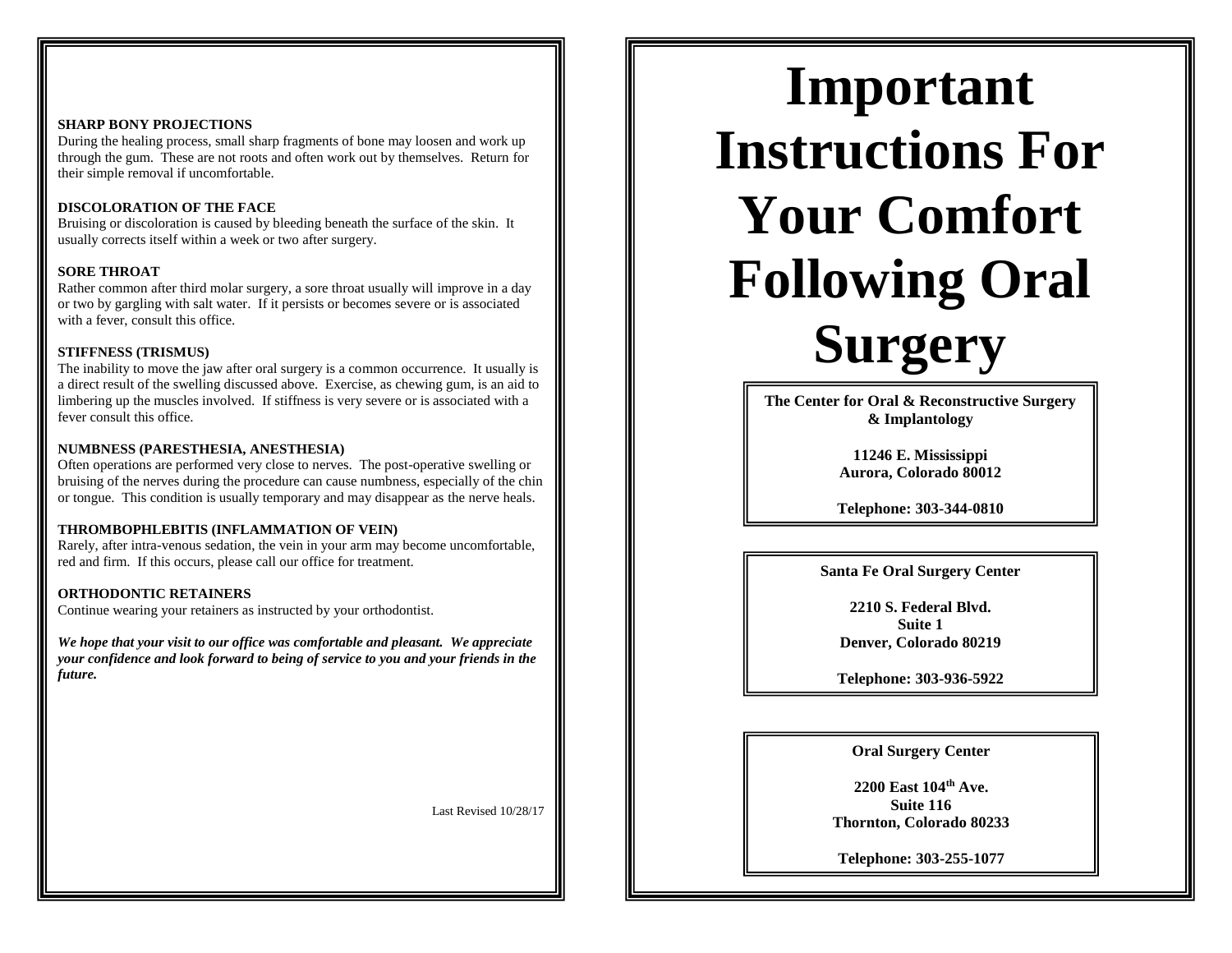**SHARP BONY PROJECTIONS**
During the healing process, small sharp fragments of bone may loosen and work up through the gum. These are not roots and often work out by themselves. Return for their simple removal if uncomfortable.

**DISCOLORATION OF THE FACE**
Bruising or discoloration is caused by bleeding beneath the surface of the skin. It usually corrects itself within a week or two after surgery.

**SORE THROAT**
Rather common after third molar surgery, a sore throat usually will improve in a day or two by gargling with salt water. If it persists or becomes severe or is associated with a fever, consult this office.

**STIFFNESS (TRISMUS)**
The inability to move the jaw after oral surgery is a common occurrence. It usually is a direct result of the swelling discussed above. Exercise, as chewing gum, is an aid to limbering up the muscles involved. If stiffness is very severe or is associated with a fever consult this office.

**NUMBNESS (PARESTHESIA, ANESTHESIA)**
Often operations are performed very close to nerves. The post-operative swelling or bruising of the nerves during the procedure can cause numbness, especially of the chin or tongue. This condition is usually temporary and may disappear as the nerve heals.

**THROMBOPHLEBITIS (INFLAMMATION OF VEIN)**
Rarely, after intra-venous sedation, the vein in your arm may become uncomfortable, red and firm. If this occurs, please call our office for treatment.

**ORTHODONTIC RETAINERS**
Continue wearing your retainers as instructed by your orthodontist.

***We hope that your visit to our office was comfortable and pleasant. We appreciate your confidence and look forward to being of service to you and your friends in the future.***

Last Revised 10/28/17

# Important Instructions For Your Comfort Following Oral Surgery

**The Center for Oral & Reconstructive Surgery & Implantology**

**11246 E. Mississippi**
**Aurora, Colorado 80012**

**Telephone: 303-344-0810**

**Santa Fe Oral Surgery Center**

**2210 S. Federal Blvd.**
**Suite 1**
**Denver, Colorado 80219**

**Telephone: 303-936-5922**

**Oral Surgery Center**

**2200 East 104th Ave.**
**Suite 116**
**Thornton, Colorado 80233**

**Telephone: 303-255-1077**